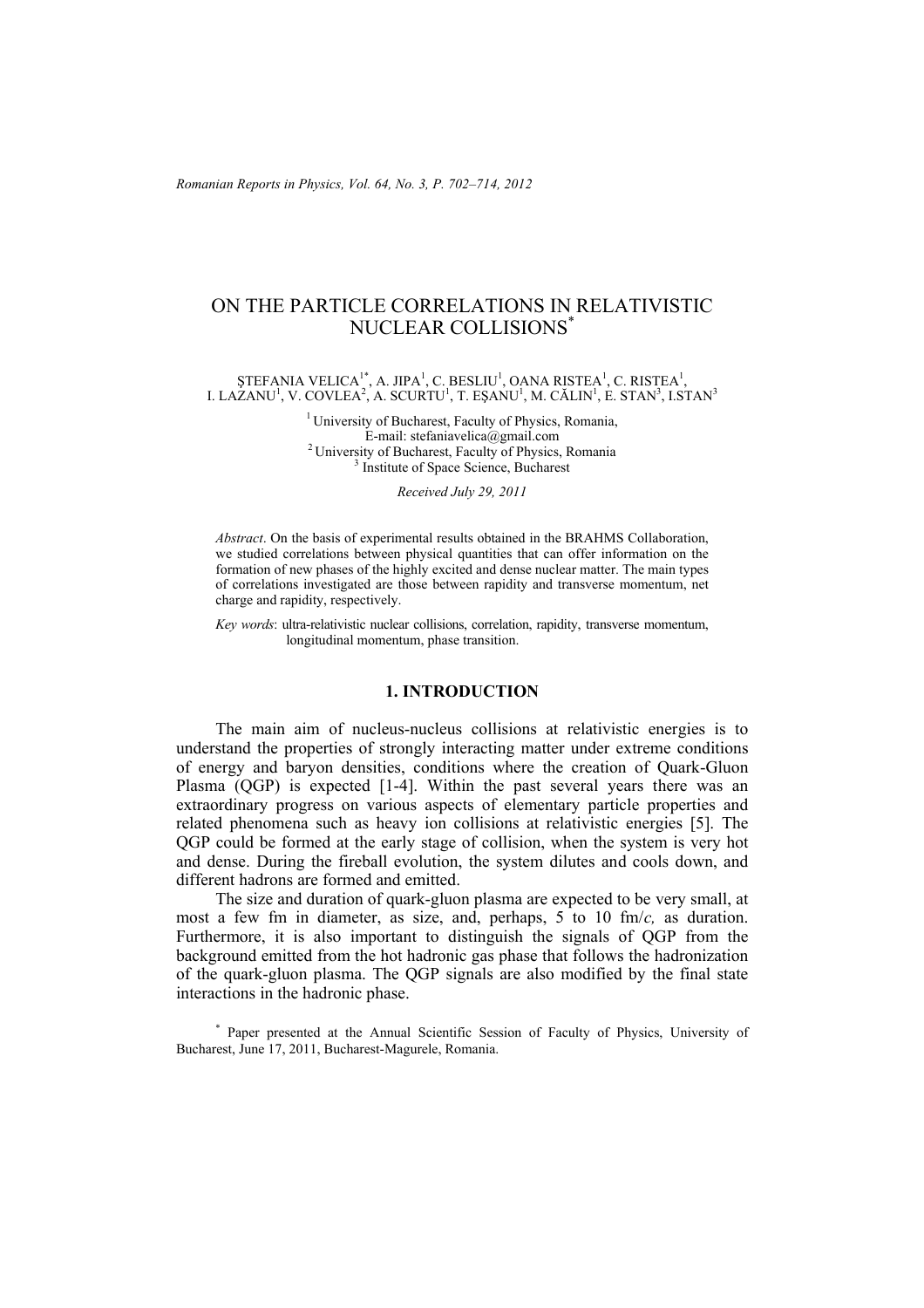# ON THE PARTICLE CORRELATIONS IN RELATIVISTIC NUCLEAR COLLISIONS*

ŞTEFANIA VELICA[1*], A. JIPA[1], C. BESLIU[1], OANA RISTEA[1], C. RISTEA[1], I. LAZANU[1], V. COVLEA[2], A. SCURTU[1], T. EŞANU[1], M. CĂLIN[1], E. STAN[3], I.STAN[3]

[1] University of Bucharest, Faculty of Physics, Romania,
E-mail: stefaniavelica@gmail.com
[2] University of Bucharest, Faculty of Physics, Romania
[3] Institute of Space Science, Bucharest

*Received July 29, 2011*

*Abstract*. On the basis of experimental results obtained in the BRAHMS Collaboration, we studied correlations between physical quantities that can offer information on the formation of new phases of the highly excited and dense nuclear matter. The main types of correlations investigated are those between rapidity and transverse momentum, net charge and rapidity, respectively.

*Key words*: ultra-relativistic nuclear collisions, correlation, rapidity, transverse momentum, longitudinal momentum, phase transition.

## 1. INTRODUCTION

The main aim of nucleus-nucleus collisions at relativistic energies is to understand the properties of strongly interacting matter under extreme conditions of energy and baryon densities, conditions where the creation of Quark-Gluon Plasma (QGP) is expected [1-4]. Within the past several years there was an extraordinary progress on various aspects of elementary particle properties and related phenomena such as heavy ion collisions at relativistic energies [5]. The QGP could be formed at the early stage of collision, when the system is very hot and dense. During the fireball evolution, the system dilutes and cools down, and different hadrons are formed and emitted.

The size and duration of quark-gluon plasma are expected to be very small, at most a few fm in diameter, as size, and, perhaps, 5 to 10 fm/*c,* as duration. Furthermore, it is also important to distinguish the signals of QGP from the background emitted from the hot hadronic gas phase that follows the hadronization of the quark-gluon plasma. The QGP signals are also modified by the final state interactions in the hadronic phase.

* Paper presented at the Annual Scientific Session of Faculty of Physics, University of Bucharest, June 17, 2011, Bucharest-Magurele, Romania.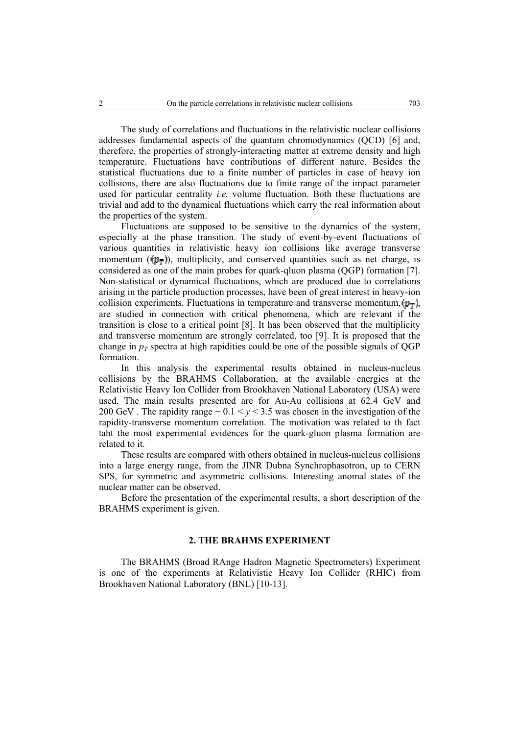The study of correlations and fluctuations in the relativistic nuclear collisions addresses fundamental aspects of the quantum chromodynamics (QCD) [6] and, therefore, the properties of strongly-interacting matter at extreme density and high temperature. Fluctuations have contributions of different nature. Besides the statistical fluctuations due to a finite number of particles in case of heavy ion collisions, there are also fluctuations due to finite range of the impact parameter used for particular centrality *i.e.* volume fluctuation. Both these fluctuations are trivial and add to the dynamical fluctuations which carry the real information about the properties of the system.

Fluctuations are supposed to be sensitive to the dynamics of the system, especially at the phase transition. The study of event-by-event fluctuations of various quantities in relativistic heavy ion collisions like average transverse momentum ($\langle p_T \rangle$), multiplicity, and conserved quantities such as net charge, is considered as one of the main probes for quark-qluon plasma (QGP) formation [7]. Non-statistical or dynamical fluctuations, which are produced due to correlations arising in the particle production processes, have been of great interest in heavy-ion collision experiments. Fluctuations in temperature and transverse momentum, $\langle p_T \rangle$, are studied in connection with critical phenomena, which are relevant if the transition is close to a critical point [8]. It has been observed that the multiplicity and transverse momentum are strongly correlated, too [9]. It is proposed that the change in $p_T$ spectra at high rapidities could be one of the possible signals of QGP formation.

In this analysis the experimental results obtained in nucleus-nucleus collisions by the BRAHMS Collaboration, at the available energies at the Relativistic Heavy Ion Collider from Brookhaven National Laboratory (USA) were used. The main results presented are for Au-Au collisions at 62.4 GeV and 200 GeV . The rapidity range $-0.1 < y < 3.5$ was chosen in the investigation of the rapidity-transverse momentum correlation. The motivation was related to th fact taht the most experimental evidences for the quark-gluon plasma formation are related to it.

These results are compared with others obtained in nucleus-nucleus collisions into a large energy range, from the JINR Dubna Synchrophasotron, up to CERN SPS, for symmetric and asymmetric collisions. Interesting anomal states of the nuclear matter can be observed.

Before the presentation of the experimental results, a short description of the BRAHMS experiment is given.

## 2. THE BRAHMS EXPERIMENT

The BRAHMS (Broad RAnge Hadron Magnetic Spectrometers) Experiment is one of the experiments at Relativistic Heavy Ion Collider (RHIC) from Brookhaven National Laboratory (BNL) [10-13].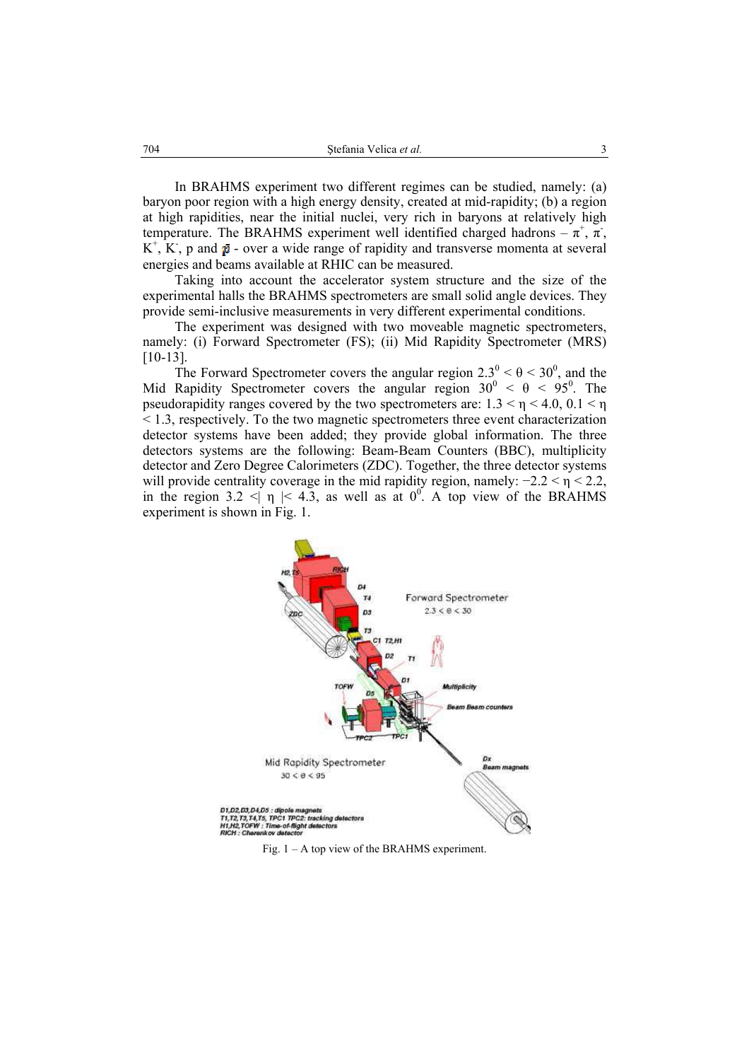In BRAHMS experiment two different regimes can be studied, namely: (a) baryon poor region with a high energy density, created at mid-rapidity; (b) a region at high rapidities, near the initial nuclei, very rich in baryons at relatively high temperature. The BRAHMS experiment well identified charged hadrons – $\pi^+$, $\pi^-$, $K^+$, $K^-$, p and $\bar{p}$ - over a wide range of rapidity and transverse momenta at several energies and beams available at RHIC can be measured.

Taking into account the accelerator system structure and the size of the experimental halls the BRAHMS spectrometers are small solid angle devices. They provide semi-inclusive measurements in very different experimental conditions.

The experiment was designed with two moveable magnetic spectrometers, namely: (i) Forward Spectrometer (FS); (ii) Mid Rapidity Spectrometer (MRS) [10-13].

The Forward Spectrometer covers the angular region $2.3^0 < \theta < 30^0$, and the Mid Rapidity Spectrometer covers the angular region $30^0 < \theta < 95^0$. The pseudorapidity ranges covered by the two spectrometers are: $1.3 < \eta < 4.0$, $0.1 < \eta < 1.3$, respectively. To the two magnetic spectrometers three event characterization detector systems have been added; they provide global information. The three detectors systems are the following: Beam-Beam Counters (BBC), multiplicity detector and Zero Degree Calorimeters (ZDC). Together, the three detector systems will provide centrality coverage in the mid rapidity region, namely: $-2.2 < \eta < 2.2$, in the region $3.2 <| \eta |< 4.3$, as well as at $0^0$. A top view of the BRAHMS experiment is shown in Fig. 1.

Fig. 1 – A top view of the BRAHMS experiment.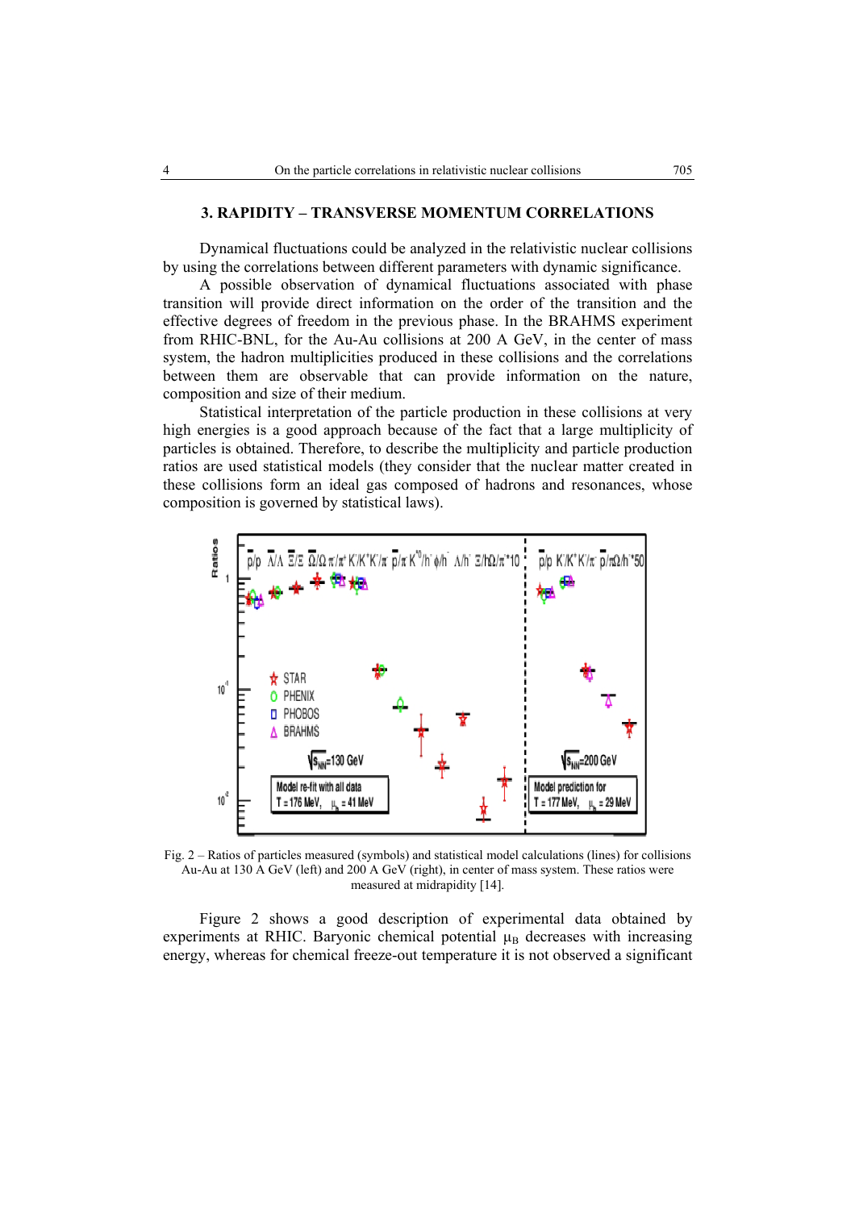## 3. RAPIDITY – TRANSVERSE MOMENTUM CORRELATIONS

Dynamical fluctuations could be analyzed in the relativistic nuclear collisions by using the correlations between different parameters with dynamic significance.

A possible observation of dynamical fluctuations associated with phase transition will provide direct information on the order of the transition and the effective degrees of freedom in the previous phase. In the BRAHMS experiment from RHIC-BNL, for the Au-Au collisions at 200 A GeV, in the center of mass system, the hadron multiplicities produced in these collisions and the correlations between them are observable that can provide information on the nature, composition and size of their medium.

Statistical interpretation of the particle production in these collisions at very high energies is a good approach because of the fact that a large multiplicity of particles is obtained. Therefore, to describe the multiplicity and particle production ratios are used statistical models (they consider that the nuclear matter created in these collisions form an ideal gas composed of hadrons and resonances, whose composition is governed by statistical laws).

Fig. 2 – Ratios of particles measured (symbols) and statistical model calculations (lines) for collisions Au-Au at 130 A GeV (left) and 200 A GeV (right), in center of mass system. These ratios were measured at midrapidity [14].

Figure 2 shows a good description of experimental data obtained by experiments at RHIC. Baryonic chemical potential $\mu_B$ decreases with increasing energy, whereas for chemical freeze-out temperature it is not observed a significant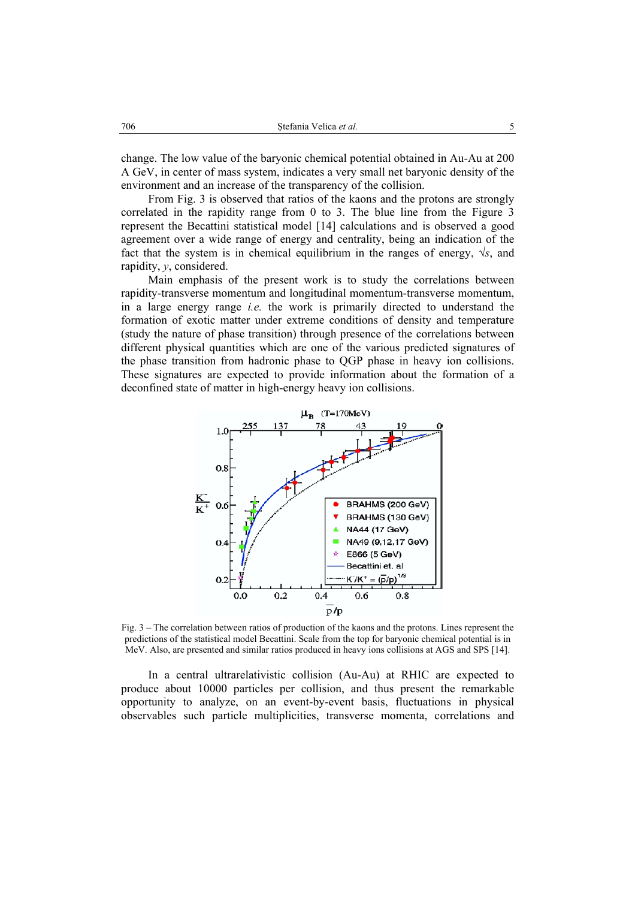change. The low value of the baryonic chemical potential obtained in Au-Au at 200 A GeV, in center of mass system, indicates a very small net baryonic density of the environment and an increase of the transparency of the collision.

From Fig. 3 is observed that ratios of the kaons and the protons are strongly correlated in the rapidity range from 0 to 3. The blue line from the Figure 3 represent the Becattini statistical model [14] calculations and is observed a good agreement over a wide range of energy and centrality, being an indication of the fact that the system is in chemical equilibrium in the ranges of energy, $\sqrt{s}$, and rapidity, $y$, considered.

Main emphasis of the present work is to study the correlations between rapidity-transverse momentum and longitudinal momentum-transverse momentum, in a large energy range *i.e.* the work is primarily directed to understand the formation of exotic matter under extreme conditions of density and temperature (study the nature of phase transition) through presence of the correlations between different physical quantities which are one of the various predicted signatures of the phase transition from hadronic phase to QGP phase in heavy ion collisions. These signatures are expected to provide information about the formation of a deconfined state of matter in high-energy heavy ion collisions.

Fig. 3 – The correlation between ratios of production of the kaons and the protons. Lines represent the predictions of the statistical model Becattini. Scale from the top for baryonic chemical potential is in MeV. Also, are presented and similar ratios produced in heavy ions collisions at AGS and SPS [14].

In a central ultrarelativistic collision (Au-Au) at RHIC are expected to produce about 10000 particles per collision, and thus present the remarkable opportunity to analyze, on an event-by-event basis, fluctuations in physical observables such particle multiplicities, transverse momenta, correlations and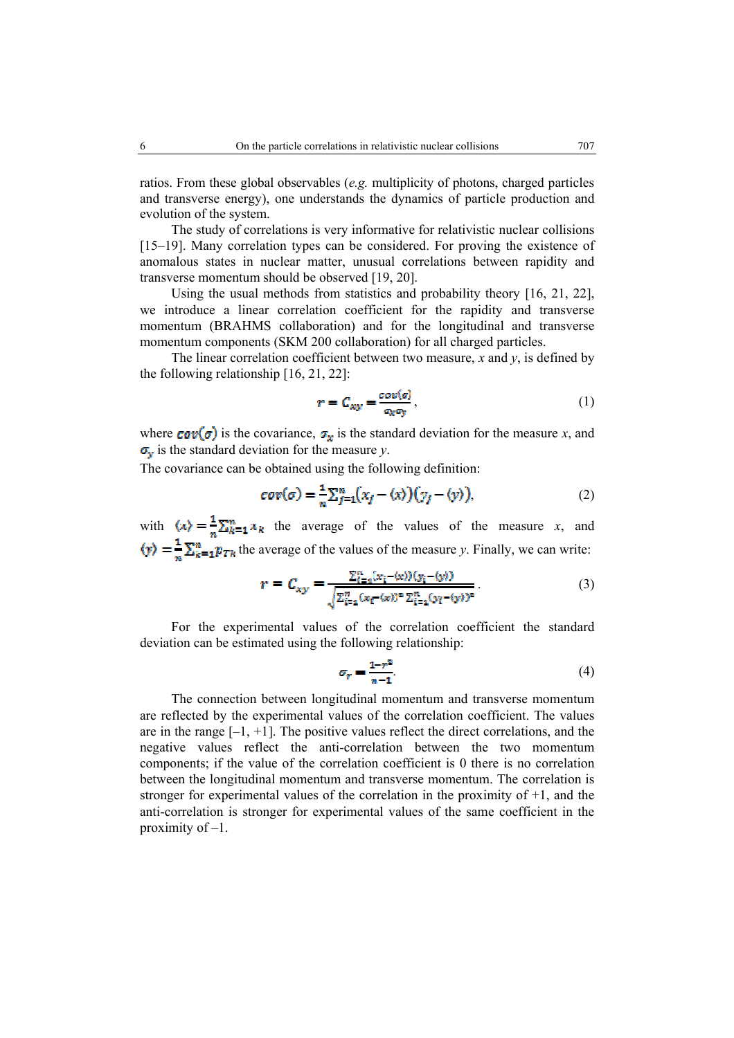ratios. From these global observables (*e.g.* multiplicity of photons, charged particles and transverse energy), one understands the dynamics of particle production and evolution of the system.

The study of correlations is very informative for relativistic nuclear collisions [15–19]. Many correlation types can be considered. For proving the existence of anomalous states in nuclear matter, unusual correlations between rapidity and transverse momentum should be observed [19, 20].

Using the usual methods from statistics and probability theory [16, 21, 22], we introduce a linear correlation coefficient for the rapidity and transverse momentum (BRAHMS collaboration) and for the longitudinal and transverse momentum components (SKM 200 collaboration) for all charged particles.

The linear correlation coefficient between two measure, $x$ and $y$, is defined by the following relationship [16, 21, 22]:

$$r = C_{xy} = \frac{cov(\sigma)}{\sigma_x \sigma_y}, \tag{1}$$

where $cov(\sigma)$ is the covariance, $\sigma_x$ is the standard deviation for the measure $x$, and $\sigma_y$ is the standard deviation for the measure $y$.

The covariance can be obtained using the following definition:

$$cov(\sigma) = \frac{1}{n}\sum_{j=1}^{n}(x_j - \langle x \rangle)(y_j - \langle y \rangle), \tag{2}$$

with $\langle x \rangle = \frac{1}{n}\sum_{k=1}^{n} x_k$ the average of the values of the measure $x$, and $\langle y \rangle = \frac{1}{n}\sum_{k=1}^{n} p_{Tk}$ the average of the values of the measure $y$. Finally, we can write:

$$r = C_{xy} = \frac{\sum_{i=1}^{n}(x_i - \langle x \rangle)(y_i - \langle y \rangle)}{\sqrt{\sum_{i=1}^{n}(x_i - \langle x \rangle)^2 \sum_{i=1}^{n}(y_i - \langle y \rangle)^2}}. \tag{3}$$

For the experimental values of the correlation coefficient the standard deviation can be estimated using the following relationship:

$$\sigma_r = \frac{1 - r^2}{n - 1}. \tag{4}$$

The connection between longitudinal momentum and transverse momentum are reflected by the experimental values of the correlation coefficient. The values are in the range [–1, +1]. The positive values reflect the direct correlations, and the negative values reflect the anti-correlation between the two momentum components; if the value of the correlation coefficient is 0 there is no correlation between the longitudinal momentum and transverse momentum. The correlation is stronger for experimental values of the correlation in the proximity of +1, and the anti-correlation is stronger for experimental values of the same coefficient in the proximity of –1.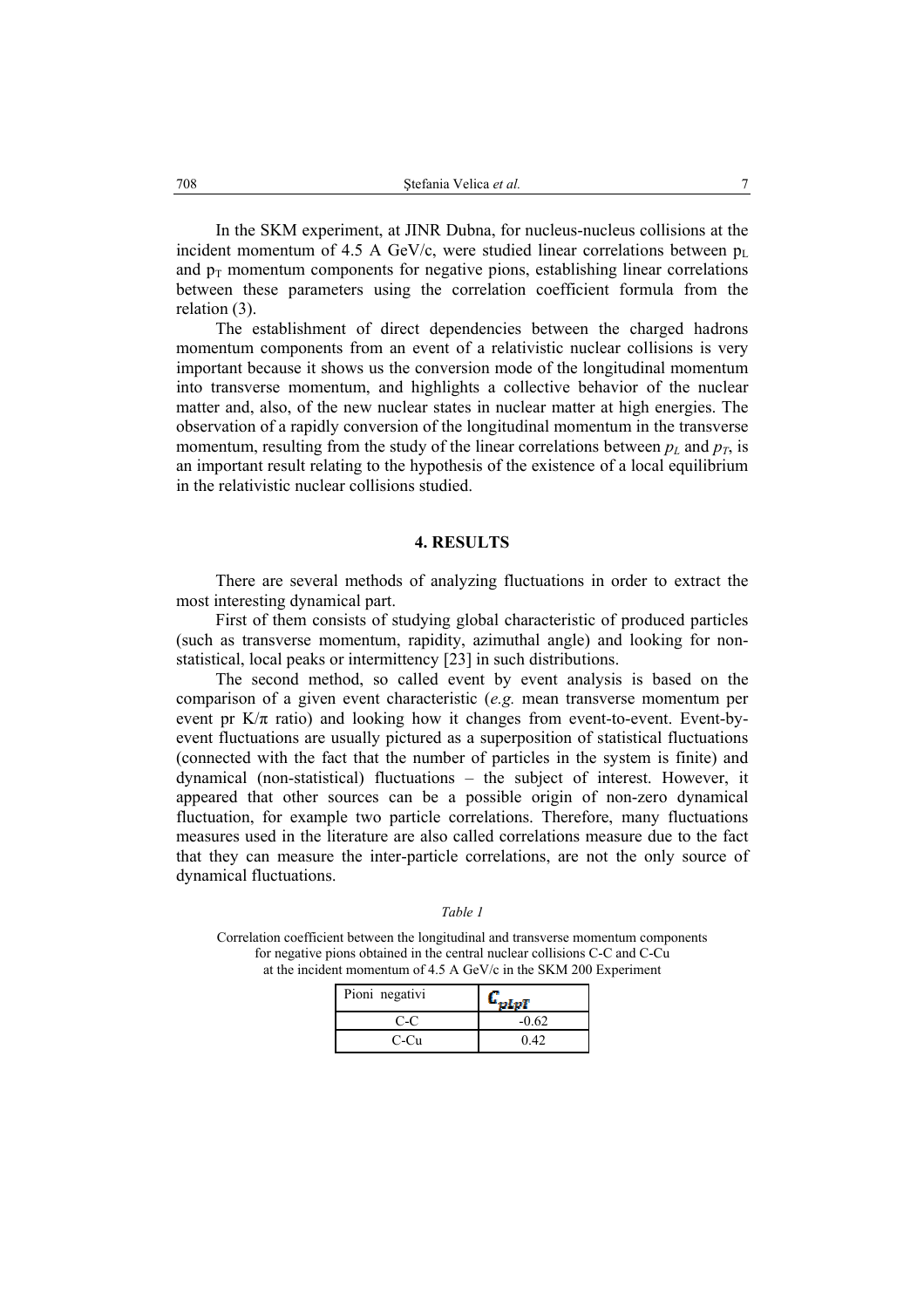In the SKM experiment, at JINR Dubna, for nucleus-nucleus collisions at the incident momentum of 4.5 A GeV/c, were studied linear correlations between $p_L$ and $p_T$ momentum components for negative pions, establishing linear correlations between these parameters using the correlation coefficient formula from the relation (3).

The establishment of direct dependencies between the charged hadrons momentum components from an event of a relativistic nuclear collisions is very important because it shows us the conversion mode of the longitudinal momentum into transverse momentum, and highlights a collective behavior of the nuclear matter and, also, of the new nuclear states in nuclear matter at high energies. The observation of a rapidly conversion of the longitudinal momentum in the transverse momentum, resulting from the study of the linear correlations between $p_L$ and $p_T$, is an important result relating to the hypothesis of the existence of a local equilibrium in the relativistic nuclear collisions studied.

## 4. RESULTS

There are several methods of analyzing fluctuations in order to extract the most interesting dynamical part.

First of them consists of studying global characteristic of produced particles (such as transverse momentum, rapidity, azimuthal angle) and looking for non-statistical, local peaks or intermittency [23] in such distributions.

The second method, so called event by event analysis is based on the comparison of a given event characteristic (*e.g.* mean transverse momentum per event pr K/π ratio) and looking how it changes from event-to-event. Event-by-event fluctuations are usually pictured as a superposition of statistical fluctuations (connected with the fact that the number of particles in the system is finite) and dynamical (non-statistical) fluctuations – the subject of interest. However, it appeared that other sources can be a possible origin of non-zero dynamical fluctuation, for example two particle correlations. Therefore, many fluctuations measures used in the literature are also called correlations measure due to the fact that they can measure the inter-particle correlations, are not the only source of dynamical fluctuations.

*Table 1*

Correlation coefficient between the longitudinal and transverse momentum components for negative pions obtained in the central nuclear collisions C-C and C-Cu at the incident momentum of 4.5 A GeV/c in the SKM 200 Experiment

| Pioni negativi | $C_{pLpT}$ |
|---|---|
| C-C | -0.62 |
| C-Cu | 0.42 |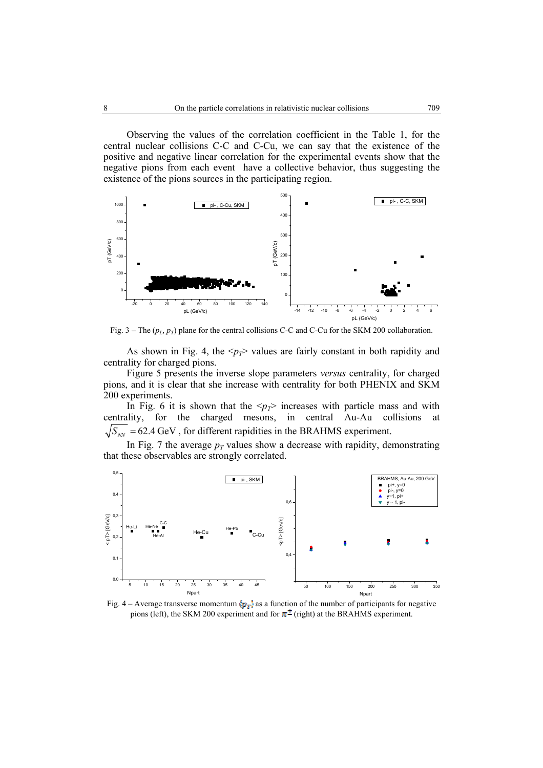Observing the values of the correlation coefficient in the Table 1, for the central nuclear collisions C-C and C-Cu, we can say that the existence of the positive and negative linear correlation for the experimental events show that the negative pions from each event have a collective behavior, thus suggesting the existence of the pions sources in the participating region.

Fig. 3 – The ($p_L$, $p_T$) plane for the central collisions C-C and C-Cu for the SKM 200 collaboration.

As shown in Fig. 4, the $<p_T>$ values are fairly constant in both rapidity and centrality for charged pions.

Figure 5 presents the inverse slope parameters *versus* centrality, for charged pions, and it is clear that she increase with centrality for both PHENIX and SKM 200 experiments.

In Fig. 6 it is shown that the $<p_T>$ increases with particle mass and with centrality, for the charged mesons, in central Au-Au collisions at $\sqrt{S_{NN}} = 62.4\,\text{GeV}$, for different rapidities in the BRAHMS experiment.

In Fig. 7 the average $p_T$ values show a decrease with rapidity, demonstrating that these observables are strongly correlated.

Fig. 4 – Average transverse momentum $\langle p_T \rangle$ as a function of the number of participants for negative pions (left), the SKM 200 experiment and for $\pi^{\pm}$ (right) at the BRAHMS experiment.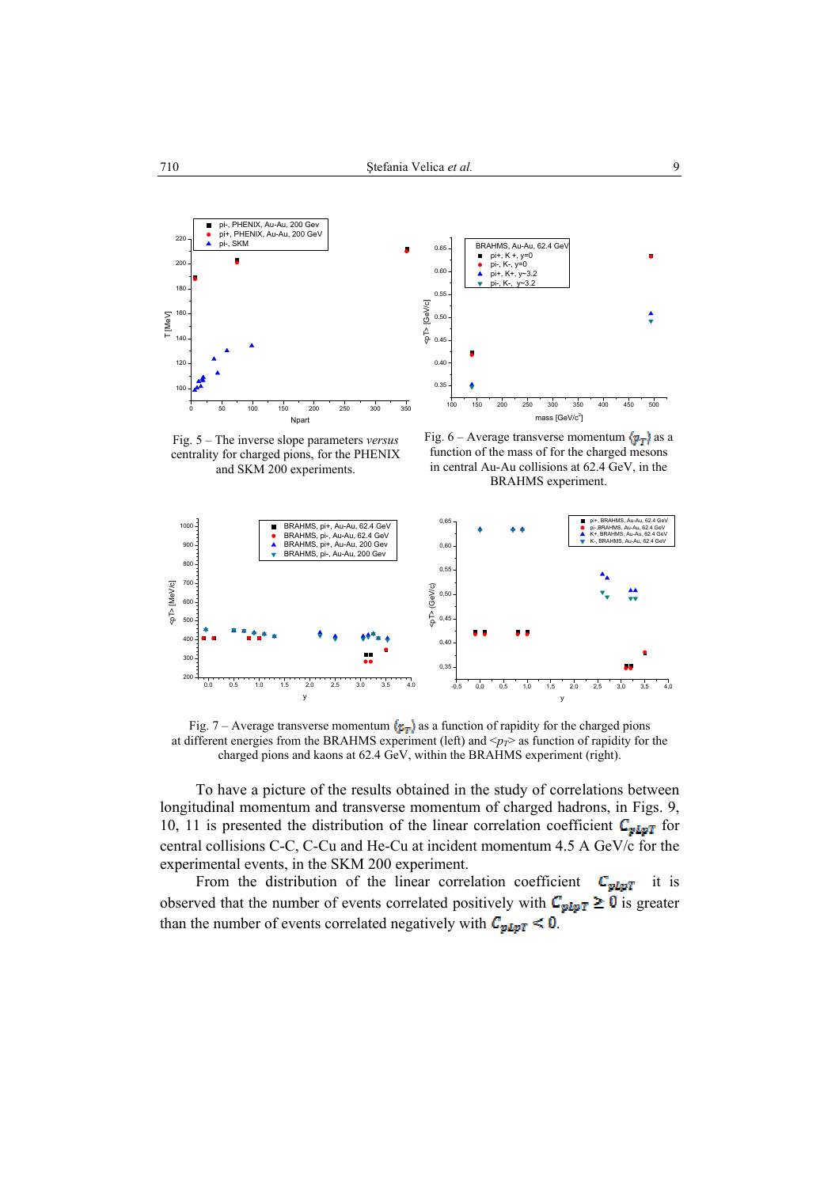Fig. 5 – The inverse slope parameters *versus* centrality for charged pions, for the PHENIX and SKM 200 experiments.

Fig. 6 – Average transverse momentum $\langle p_T \rangle$ as a function of the mass of for the charged mesons in central Au-Au collisions at 62.4 GeV, in the BRAHMS experiment.

Fig. 7 – Average transverse momentum $\langle p_T \rangle$ as a function of rapidity for the charged pions at different energies from the BRAHMS experiment (left) and $<p_T>$ as function of rapidity for the charged pions and kaons at 62.4 GeV, within the BRAHMS experiment (right).

To have a picture of the results obtained in the study of correlations between longitudinal momentum and transverse momentum of charged hadrons, in Figs. 9, 10, 11 is presented the distribution of the linear correlation coefficient $C_{pLpT}$ for central collisions C-C, C-Cu and He-Cu at incident momentum 4.5 A GeV/c for the experimental events, in the SKM 200 experiment.

From the distribution of the linear correlation coefficient $C_{pLpT}$ it is observed that the number of events correlated positively with $C_{pLpT} \geq 0$ is greater than the number of events correlated negatively with $C_{pLpT} < 0$.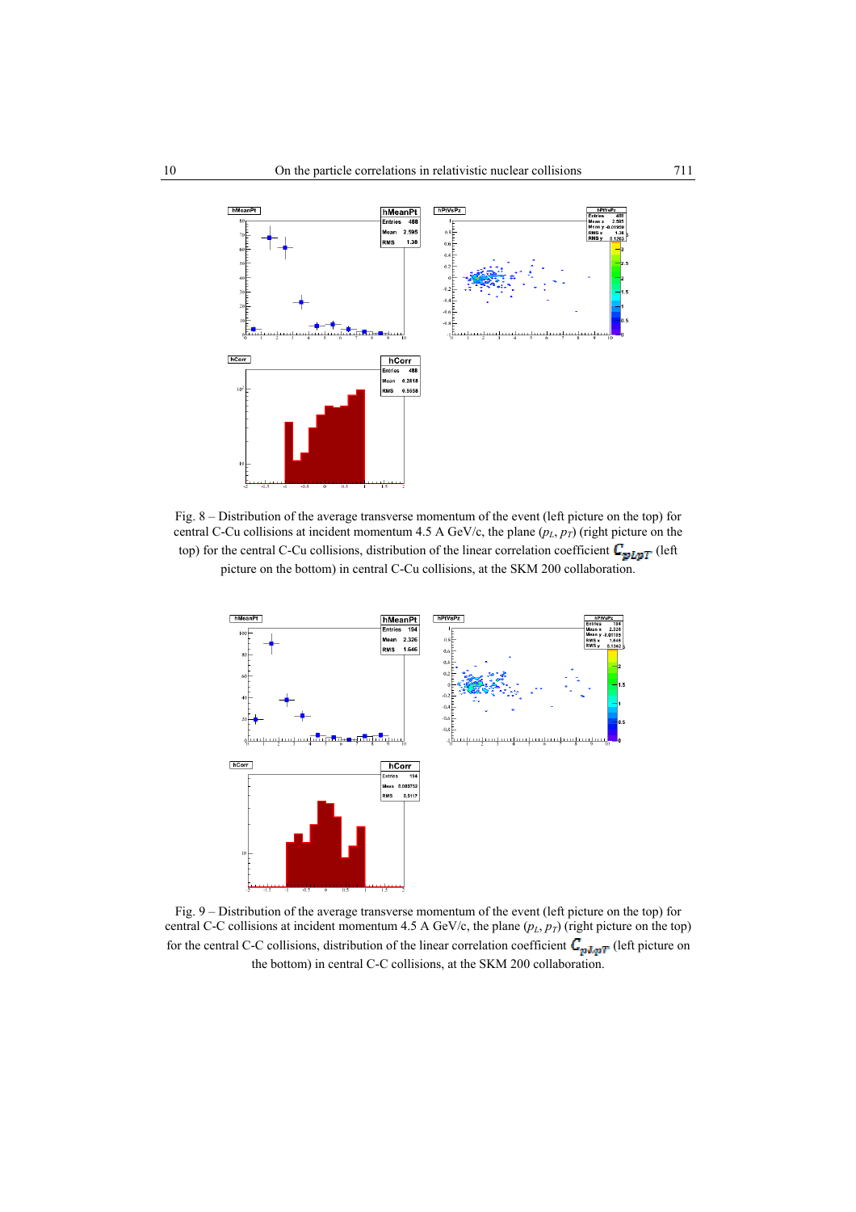Fig. 8 – Distribution of the average transverse momentum of the event (left picture on the top) for central C-Cu collisions at incident momentum 4.5 A GeV/c, the plane ($p_L$, $p_T$) (right picture on the top) for the central C-Cu collisions, distribution of the linear correlation coefficient $C_{p_L p_T}$ (left picture on the bottom) in central C-Cu collisions, at the SKM 200 collaboration.

Fig. 9 – Distribution of the average transverse momentum of the event (left picture on the top) for central C-C collisions at incident momentum 4.5 A GeV/c, the plane ($p_L$, $p_T$) (right picture on the top) for the central C-C collisions, distribution of the linear correlation coefficient $C_{p_L p_T}$ (left picture on the bottom) in central C-C collisions, at the SKM 200 collaboration.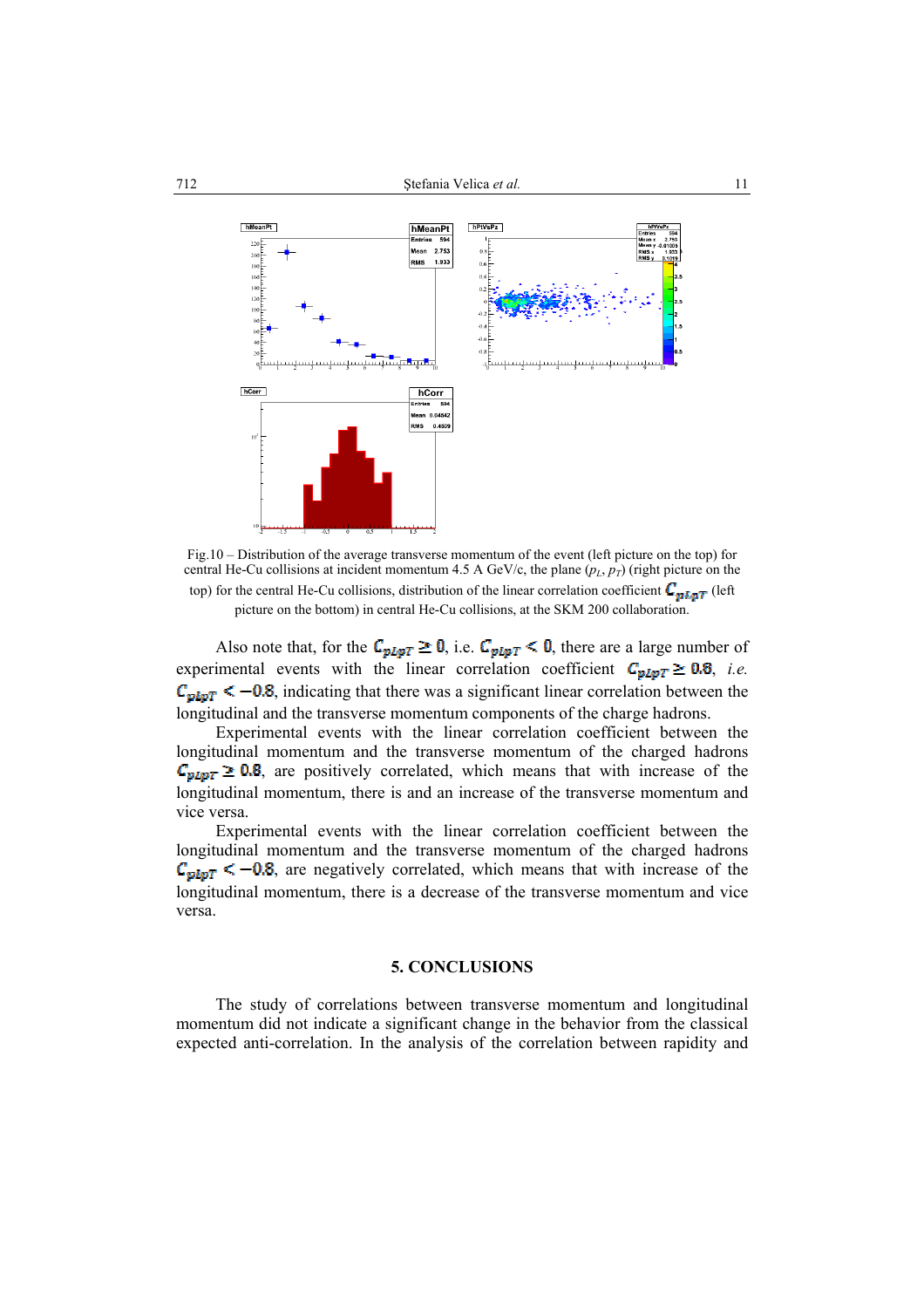Fig.10 – Distribution of the average transverse momentum of the event (left picture on the top) for central He-Cu collisions at incident momentum 4.5 A GeV/c, the plane ($p_L$, $p_T$) (right picture on the top) for the central He-Cu collisions, distribution of the linear correlation coefficient $C_{pLpT}$ (left picture on the bottom) in central He-Cu collisions, at the SKM 200 collaboration.

Also note that, for the $C_{pLpT} \geq 0$, i.e. $C_{pLpT} < 0$, there are a large number of experimental events with the linear correlation coefficient $C_{pLpT} \geq 0.8$, *i.e.* $C_{pLpT} < -0.8$, indicating that there was a significant linear correlation between the longitudinal and the transverse momentum components of the charge hadrons.

Experimental events with the linear correlation coefficient between the longitudinal momentum and the transverse momentum of the charged hadrons $C_{pLpT} \geq 0.8$, are positively correlated, which means that with increase of the longitudinal momentum, there is and an increase of the transverse momentum and vice versa.

Experimental events with the linear correlation coefficient between the longitudinal momentum and the transverse momentum of the charged hadrons $C_{pLpT} < -0.8$, are negatively correlated, which means that with increase of the longitudinal momentum, there is a decrease of the transverse momentum and vice versa.

## 5. CONCLUSIONS

The study of correlations between transverse momentum and longitudinal momentum did not indicate a significant change in the behavior from the classical expected anti-correlation. In the analysis of the correlation between rapidity and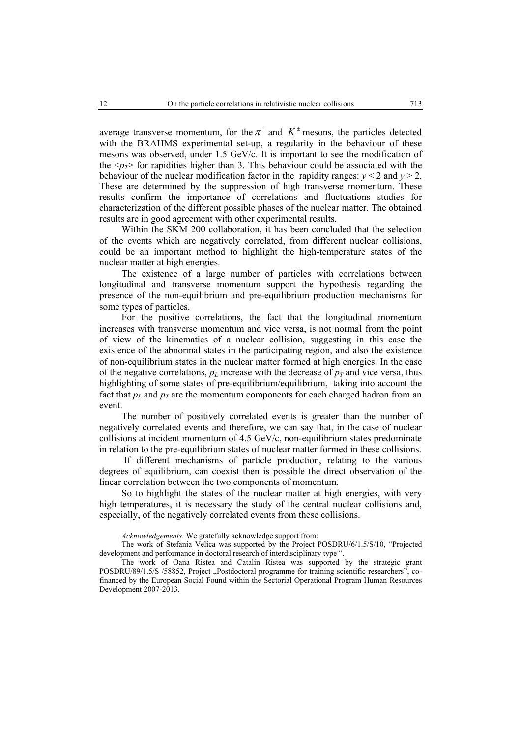average transverse momentum, for the $\pi^{\pm}$ and $K^{\pm}$ mesons, the particles detected with the BRAHMS experimental set-up, a regularity in the behaviour of these mesons was observed, under 1.5 GeV/c. It is important to see the modification of the $<p_T>$ for rapidities higher than 3. This behaviour could be associated with the behaviour of the nuclear modification factor in the rapidity ranges: $y < 2$ and $y > 2$. These are determined by the suppression of high transverse momentum. These results confirm the importance of correlations and fluctuations studies for characterization of the different possible phases of the nuclear matter. The obtained results are in good agreement with other experimental results.

Within the SKM 200 collaboration, it has been concluded that the selection of the events which are negatively correlated, from different nuclear collisions, could be an important method to highlight the high-temperature states of the nuclear matter at high energies.

The existence of a large number of particles with correlations between longitudinal and transverse momentum support the hypothesis regarding the presence of the non-equilibrium and pre-equilibrium production mechanisms for some types of particles.

For the positive correlations, the fact that the longitudinal momentum increases with transverse momentum and vice versa, is not normal from the point of view of the kinematics of a nuclear collision, suggesting in this case the existence of the abnormal states in the participating region, and also the existence of non-equilibrium states in the nuclear matter formed at high energies. In the case of the negative correlations, $p_L$ increase with the decrease of $p_T$ and vice versa, thus highlighting of some states of pre-equilibrium/equilibrium, taking into account the fact that $p_L$ and $p_T$ are the momentum components for each charged hadron from an event.

The number of positively correlated events is greater than the number of negatively correlated events and therefore, we can say that, in the case of nuclear collisions at incident momentum of 4.5 GeV/c, non-equilibrium states predominate in relation to the pre-equilibrium states of nuclear matter formed in these collisions.

If different mechanisms of particle production, relating to the various degrees of equilibrium, can coexist then is possible the direct observation of the linear correlation between the two components of momentum.

So to highlight the states of the nuclear matter at high energies, with very high temperatures, it is necessary the study of the central nuclear collisions and, especially, of the negatively correlated events from these collisions.

*Acknowledgements*. We gratefully acknowledge support from:

The work of Stefania Velica was supported by the Project POSDRU/6/1.5/S/10, "Projected development and performance in doctoral research of interdisciplinary type ".

The work of Oana Ristea and Catalin Ristea was supported by the strategic grant POSDRU/89/1.5/S /58852, Project „Postdoctoral programme for training scientific researchers", co-financed by the European Social Found within the Sectorial Operational Program Human Resources Development 2007-2013.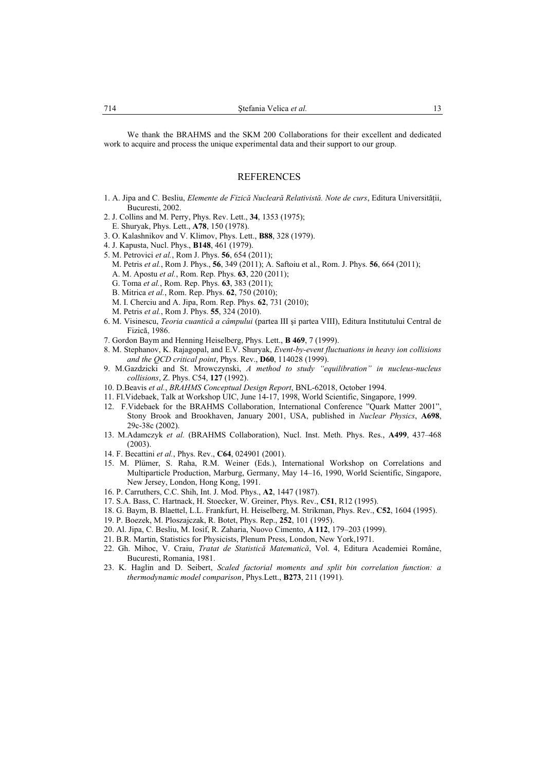We thank the BRAHMS and the SKM 200 Collaborations for their excellent and dedicated work to acquire and process the unique experimental data and their support to our group.

## REFERENCES

1. A. Jipa and C. Besliu, *Elemente de Fizică Nucleară Relativistă. Note de curs*, Editura Universităţii, Bucuresti, 2002.
2. J. Collins and M. Perry, Phys. Rev. Lett., **34**, 1353 (1975);
   E. Shuryak, Phys. Lett., **A78**, 150 (1978).
3. O. Kalashnikov and V. Klimov, Phys. Lett., **B88**, 328 (1979).
4. J. Kapusta, Nucl. Phys., **B148**, 461 (1979).
5. M. Petrovici *et al.*, Rom J. Phys. **56**, 654 (2011);
   M. Petris *et al.*, Rom J. Phys., **56**, 349 (2011); A. Saftoiu et al., Rom. J. Phys. **56**, 664 (2011);
   A. M. Apostu *et al.*, Rom. Rep. Phys. **63**, 220 (2011);
   G. Toma *et al.*, Rom. Rep. Phys. **63**, 383 (2011);
   B. Mitrica *et al.*, Rom. Rep. Phys. **62**, 750 (2010);
   M. I. Cherciu and A. Jipa, Rom. Rep. Phys. **62**, 731 (2010);
   M. Petris *et al.*, Rom J. Phys. **55**, 324 (2010).
6. M. Visinescu, *Teoria cuantică a câmpului* (partea III şi partea VIII), Editura Institutului Central de Fizică, 1986.
7. Gordon Baym and Henning Heiselberg, Phys. Lett., **B 469**, 7 (1999).
8. M. Stephanov, K. Rajagopal, and E.V. Shuryak, *Event-by-event fluctuations in heavy ion collisions and the QCD critical point*, Phys. Rev., **D60**, 114028 (1999).
9. M.Gazdzicki and St. Mrowczynski, *A method to study "equilibration" in nucleus-nucleus collisions*, Z. Phys. C54, **127** (1992).
10. D.Beavis *et al.*, *BRAHMS Conceptual Design Report*, BNL-62018, October 1994.
11. Fl.Videbaek, Talk at Workshop UIC, June 14-17, 1998, World Scientific, Singapore, 1999.
12. F.Videbaek for the BRAHMS Collaboration, International Conference "Quark Matter 2001", Stony Brook and Brookhaven, January 2001, USA, published in *Nuclear Physics*, **A698**, 29c-38c (2002).
13. M.Adamczyk *et al.* (BRAHMS Collaboration), Nucl. Inst. Meth. Phys. Res., **A499**, 437–468 (2003).
14. F. Becattini *et al.*, Phys. Rev., **C64**, 024901 (2001).
15. M. Plümer, S. Raha, R.M. Weiner (Eds.), International Workshop on Correlations and Multiparticle Production, Marburg, Germany, May 14–16, 1990, World Scientific, Singapore, New Jersey, London, Hong Kong, 1991.
16. P. Carruthers, C.C. Shih, Int. J. Mod. Phys., **A2**, 1447 (1987).
17. S.A. Bass, C. Hartnack, H. Stoecker, W. Greiner, Phys. Rev., **C51**, R12 (1995).
18. G. Baym, B. Blaettel, L.L. Frankfurt, H. Heiselberg, M. Strikman, Phys. Rev., **C52**, 1604 (1995).
19. P. Boezek, M. Ploszajczak, R. Botet, Phys. Rep., **252**, 101 (1995).
20. Al. Jipa, C. Besliu, M. Iosif, R. Zaharia, Nuovo Cimento, **A 112**, 179–203 (1999).
21. B.R. Martin, Statistics for Physicists, Plenum Press, London, New York,1971.
22. Gh. Mihoc, V. Craiu, *Tratat de Statistică Matematică*, Vol. 4, Editura Academiei Române, Bucuresti, Romania, 1981.
23. K. Haglin and D. Seibert, *Scaled factorial moments and split bin correlation function: a thermodynamic model comparison*, Phys.Lett., **B273**, 211 (1991).